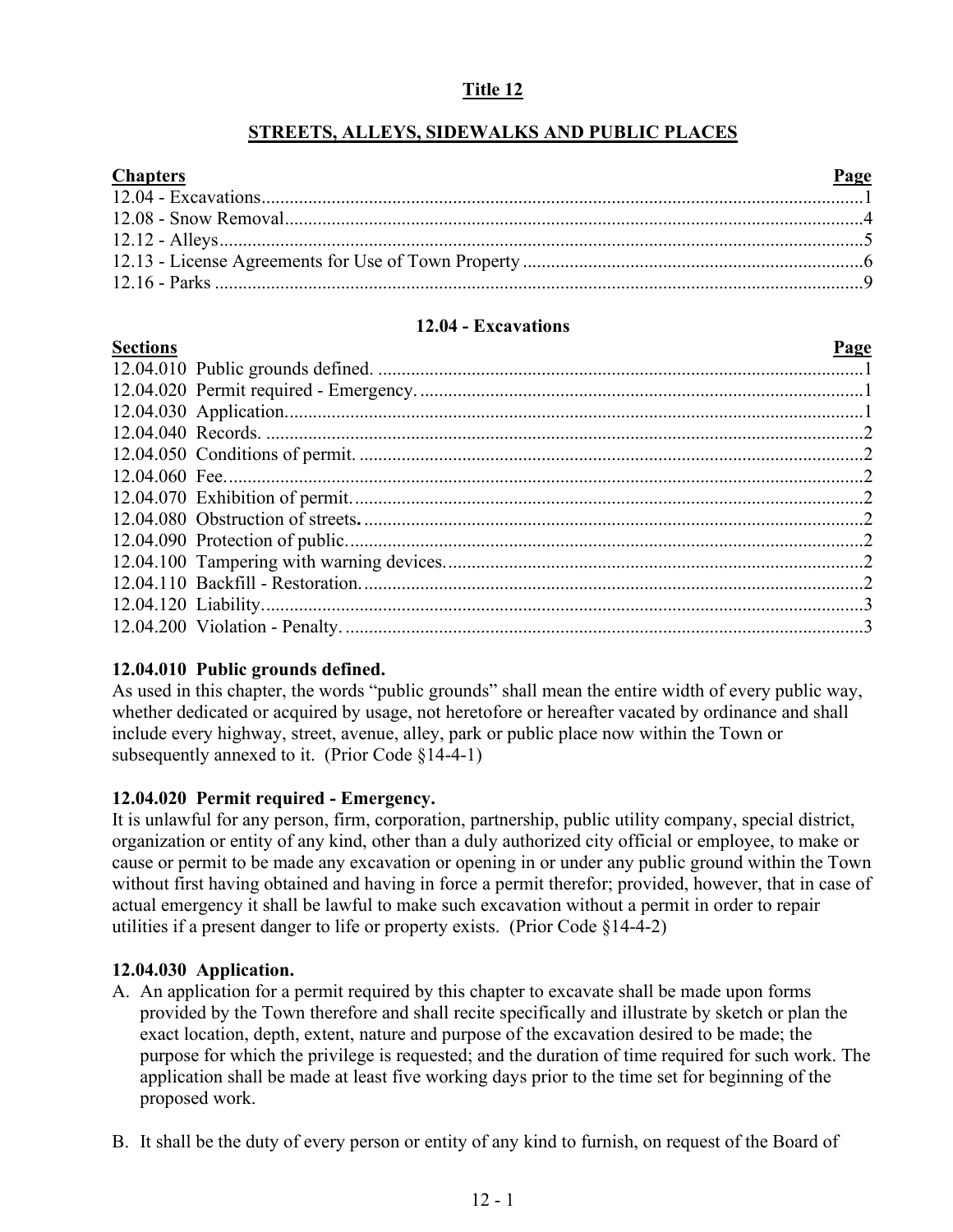# Title 12

## STREETS, ALLEYS, SIDEWALKS AND PUBLIC PLACES

| Chapters | Page |
|---|---|
| 12.04 - Excavations | 1 |
| 12.08 - Snow Removal | 4 |
| 12.12 - Alleys | 5 |
| 12.13 - License Agreements for Use of Town Property | 6 |
| 12.16 - Parks | 9 |

## 12.04 - Excavations

| Sections | Page |
|---|---|
| 12.04.010 Public grounds defined. | 1 |
| 12.04.020 Permit required - Emergency. | 1 |
| 12.04.030 Application. | 1 |
| 12.04.040 Records. | 2 |
| 12.04.050 Conditions of permit. | 2 |
| 12.04.060 Fee. | 2 |
| 12.04.070 Exhibition of permit. | 2 |
| 12.04.080 Obstruction of streets. | 2 |
| 12.04.090 Protection of public. | 2 |
| 12.04.100 Tampering with warning devices. | 2 |
| 12.04.110 Backfill - Restoration. | 2 |
| 12.04.120 Liability. | 3 |
| 12.04.200 Violation - Penalty. | 3 |

### 12.04.010 Public grounds defined.

As used in this chapter, the words "public grounds" shall mean the entire width of every public way, whether dedicated or acquired by usage, not heretofore or hereafter vacated by ordinance and shall include every highway, street, avenue, alley, park or public place now within the Town or subsequently annexed to it. (Prior Code §14-4-1)

### 12.04.020 Permit required - Emergency.

It is unlawful for any person, firm, corporation, partnership, public utility company, special district, organization or entity of any kind, other than a duly authorized city official or employee, to make or cause or permit to be made any excavation or opening in or under any public ground within the Town without first having obtained and having in force a permit therefor; provided, however, that in case of actual emergency it shall be lawful to make such excavation without a permit in order to repair utilities if a present danger to life or property exists. (Prior Code §14-4-2)

### 12.04.030 Application.

A. An application for a permit required by this chapter to excavate shall be made upon forms provided by the Town therefore and shall recite specifically and illustrate by sketch or plan the exact location, depth, extent, nature and purpose of the excavation desired to be made; the purpose for which the privilege is requested; and the duration of time required for such work. The application shall be made at least five working days prior to the time set for beginning of the proposed work.

B. It shall be the duty of every person or entity of any kind to furnish, on request of the Board of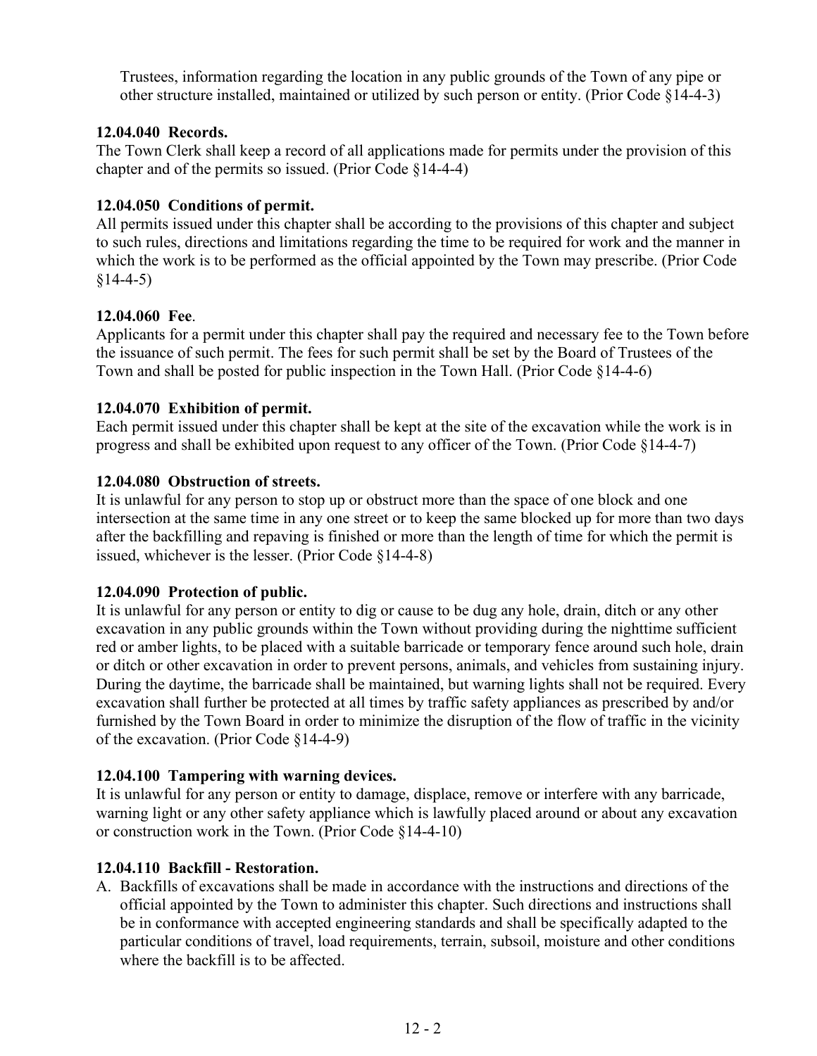Trustees, information regarding the location in any public grounds of the Town of any pipe or other structure installed, maintained or utilized by such person or entity. (Prior Code §14-4-3)

**12.04.040 Records.**
The Town Clerk shall keep a record of all applications made for permits under the provision of this chapter and of the permits so issued. (Prior Code §14-4-4)

**12.04.050 Conditions of permit.**
All permits issued under this chapter shall be according to the provisions of this chapter and subject to such rules, directions and limitations regarding the time to be required for work and the manner in which the work is to be performed as the official appointed by the Town may prescribe. (Prior Code §14-4-5)

**12.04.060 Fee**.
Applicants for a permit under this chapter shall pay the required and necessary fee to the Town before the issuance of such permit. The fees for such permit shall be set by the Board of Trustees of the Town and shall be posted for public inspection in the Town Hall. (Prior Code §14-4-6)

**12.04.070 Exhibition of permit.**
Each permit issued under this chapter shall be kept at the site of the excavation while the work is in progress and shall be exhibited upon request to any officer of the Town. (Prior Code §14-4-7)

**12.04.080 Obstruction of streets.**
It is unlawful for any person to stop up or obstruct more than the space of one block and one intersection at the same time in any one street or to keep the same blocked up for more than two days after the backfilling and repaving is finished or more than the length of time for which the permit is issued, whichever is the lesser. (Prior Code §14-4-8)

**12.04.090 Protection of public.**
It is unlawful for any person or entity to dig or cause to be dug any hole, drain, ditch or any other excavation in any public grounds within the Town without providing during the nighttime sufficient red or amber lights, to be placed with a suitable barricade or temporary fence around such hole, drain or ditch or other excavation in order to prevent persons, animals, and vehicles from sustaining injury. During the daytime, the barricade shall be maintained, but warning lights shall not be required. Every excavation shall further be protected at all times by traffic safety appliances as prescribed by and/or furnished by the Town Board in order to minimize the disruption of the flow of traffic in the vicinity of the excavation. (Prior Code §14-4-9)

**12.04.100 Tampering with warning devices.**
It is unlawful for any person or entity to damage, displace, remove or interfere with any barricade, warning light or any other safety appliance which is lawfully placed around or about any excavation or construction work in the Town. (Prior Code §14-4-10)

**12.04.110 Backfill - Restoration.**

A. Backfills of excavations shall be made in accordance with the instructions and directions of the official appointed by the Town to administer this chapter. Such directions and instructions shall be in conformance with accepted engineering standards and shall be specifically adapted to the particular conditions of travel, load requirements, terrain, subsoil, moisture and other conditions where the backfill is to be affected.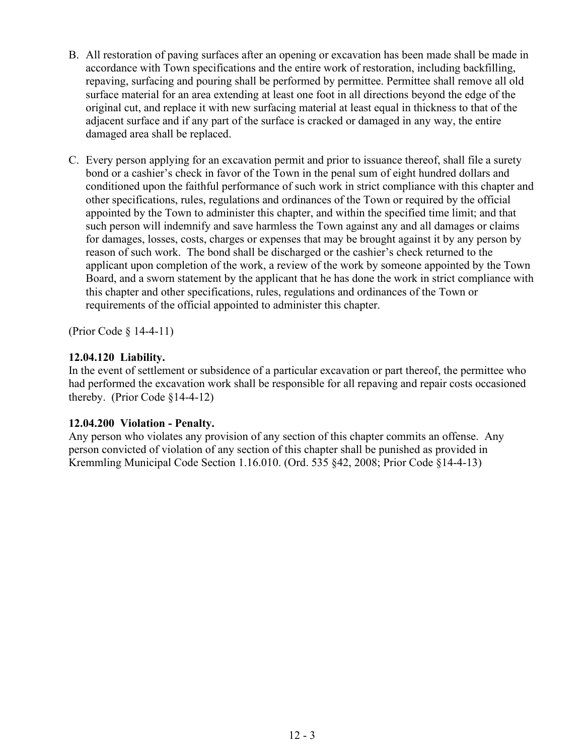B. All restoration of paving surfaces after an opening or excavation has been made shall be made in accordance with Town specifications and the entire work of restoration, including backfilling, repaving, surfacing and pouring shall be performed by permittee. Permittee shall remove all old surface material for an area extending at least one foot in all directions beyond the edge of the original cut, and replace it with new surfacing material at least equal in thickness to that of the adjacent surface and if any part of the surface is cracked or damaged in any way, the entire damaged area shall be replaced.

C. Every person applying for an excavation permit and prior to issuance thereof, shall file a surety bond or a cashier's check in favor of the Town in the penal sum of eight hundred dollars and conditioned upon the faithful performance of such work in strict compliance with this chapter and other specifications, rules, regulations and ordinances of the Town or required by the official appointed by the Town to administer this chapter, and within the specified time limit; and that such person will indemnify and save harmless the Town against any and all damages or claims for damages, losses, costs, charges or expenses that may be brought against it by any person by reason of such work. The bond shall be discharged or the cashier's check returned to the applicant upon completion of the work, a review of the work by someone appointed by the Town Board, and a sworn statement by the applicant that he has done the work in strict compliance with this chapter and other specifications, rules, regulations and ordinances of the Town or requirements of the official appointed to administer this chapter.

(Prior Code § 14-4-11)

**12.04.120 Liability.**
In the event of settlement or subsidence of a particular excavation or part thereof, the permittee who had performed the excavation work shall be responsible for all repaving and repair costs occasioned thereby. (Prior Code §14-4-12)

**12.04.200 Violation - Penalty.**
Any person who violates any provision of any section of this chapter commits an offense. Any person convicted of violation of any section of this chapter shall be punished as provided in Kremmling Municipal Code Section 1.16.010. (Ord. 535 §42, 2008; Prior Code §14-4-13)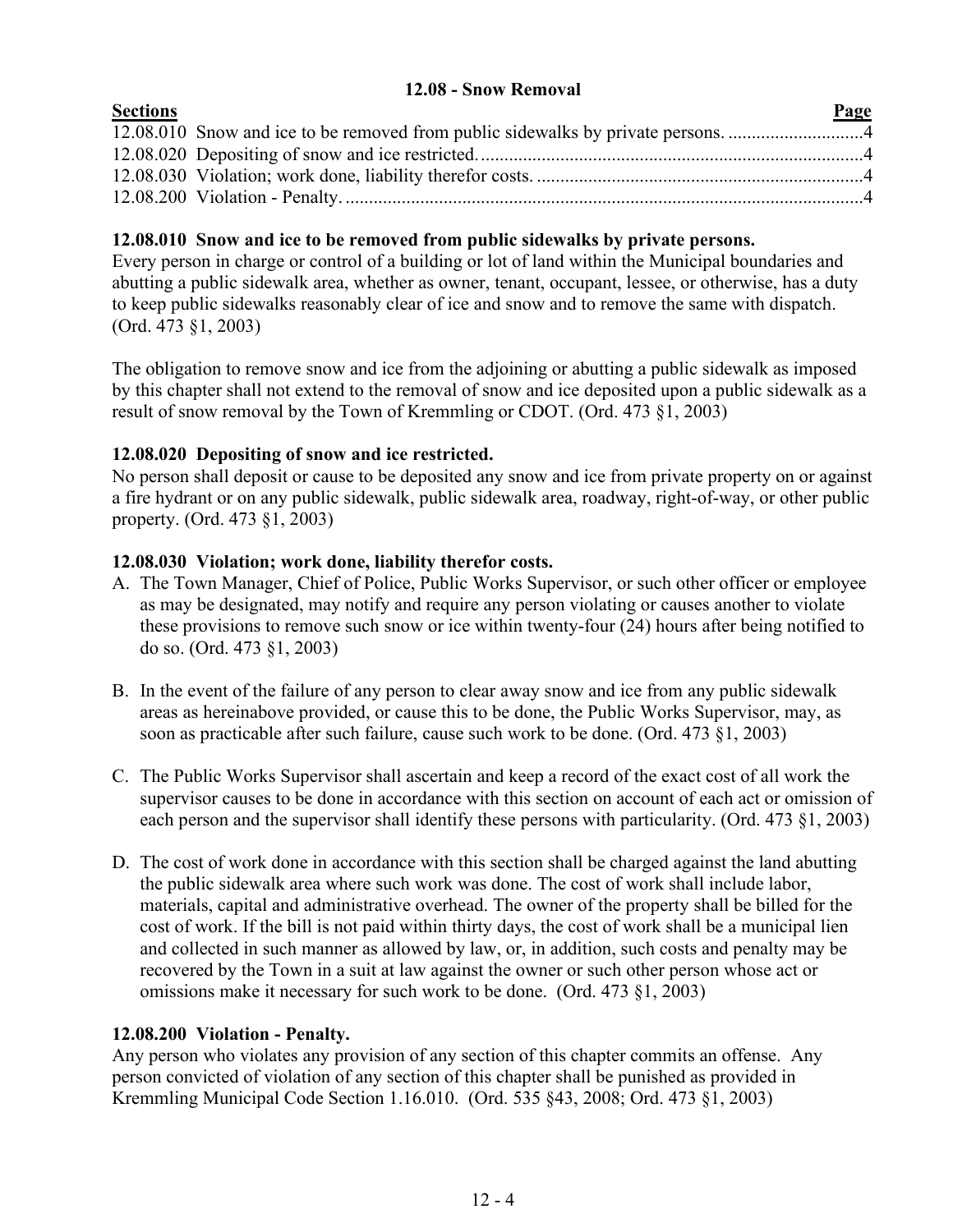## 12.08 - Snow Removal

| Sections | Page |
|---|---|
| 12.08.010 Snow and ice to be removed from public sidewalks by private persons. | 4 |
| 12.08.020 Depositing of snow and ice restricted. | 4 |
| 12.08.030 Violation; work done, liability therefor costs. | 4 |
| 12.08.200 Violation - Penalty. | 4 |

### 12.08.010 Snow and ice to be removed from public sidewalks by private persons.

Every person in charge or control of a building or lot of land within the Municipal boundaries and abutting a public sidewalk area, whether as owner, tenant, occupant, lessee, or otherwise, has a duty to keep public sidewalks reasonably clear of ice and snow and to remove the same with dispatch. (Ord. 473 §1, 2003)

The obligation to remove snow and ice from the adjoining or abutting a public sidewalk as imposed by this chapter shall not extend to the removal of snow and ice deposited upon a public sidewalk as a result of snow removal by the Town of Kremmling or CDOT. (Ord. 473 §1, 2003)

### 12.08.020 Depositing of snow and ice restricted.

No person shall deposit or cause to be deposited any snow and ice from private property on or against a fire hydrant or on any public sidewalk, public sidewalk area, roadway, right-of-way, or other public property. (Ord. 473 §1, 2003)

### 12.08.030 Violation; work done, liability therefor costs.

A. The Town Manager, Chief of Police, Public Works Supervisor, or such other officer or employee as may be designated, may notify and require any person violating or causes another to violate these provisions to remove such snow or ice within twenty-four (24) hours after being notified to do so. (Ord. 473 §1, 2003)

B. In the event of the failure of any person to clear away snow and ice from any public sidewalk areas as hereinabove provided, or cause this to be done, the Public Works Supervisor, may, as soon as practicable after such failure, cause such work to be done. (Ord. 473 §1, 2003)

C. The Public Works Supervisor shall ascertain and keep a record of the exact cost of all work the supervisor causes to be done in accordance with this section on account of each act or omission of each person and the supervisor shall identify these persons with particularity. (Ord. 473 §1, 2003)

D. The cost of work done in accordance with this section shall be charged against the land abutting the public sidewalk area where such work was done. The cost of work shall include labor, materials, capital and administrative overhead. The owner of the property shall be billed for the cost of work. If the bill is not paid within thirty days, the cost of work shall be a municipal lien and collected in such manner as allowed by law, or, in addition, such costs and penalty may be recovered by the Town in a suit at law against the owner or such other person whose act or omissions make it necessary for such work to be done. (Ord. 473 §1, 2003)

### 12.08.200 Violation - Penalty.

Any person who violates any provision of any section of this chapter commits an offense. Any person convicted of violation of any section of this chapter shall be punished as provided in Kremmling Municipal Code Section 1.16.010. (Ord. 535 §43, 2008; Ord. 473 §1, 2003)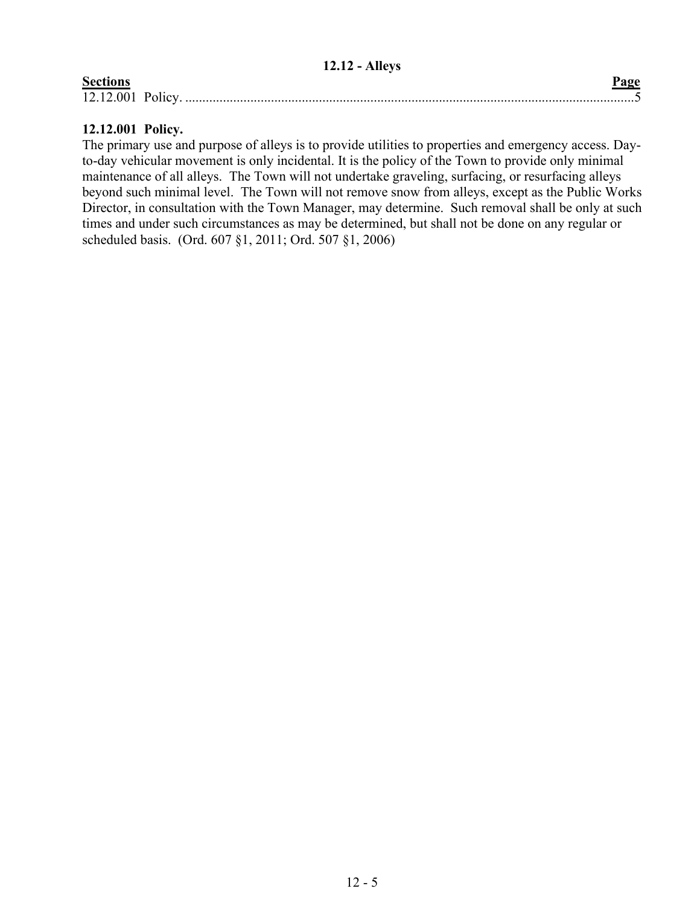## 12.12 - Alleys

| **Sections** | **Page** |
| --- | --- |
| 12.12.001 Policy. | 5 |

### 12.12.001 Policy.

The primary use and purpose of alleys is to provide utilities to properties and emergency access. Day-to-day vehicular movement is only incidental. It is the policy of the Town to provide only minimal maintenance of all alleys. The Town will not undertake graveling, surfacing, or resurfacing alleys beyond such minimal level. The Town will not remove snow from alleys, except as the Public Works Director, in consultation with the Town Manager, may determine. Such removal shall be only at such times and under such circumstances as may be determined, but shall not be done on any regular or scheduled basis. (Ord. 607 §1, 2011; Ord. 507 §1, 2006)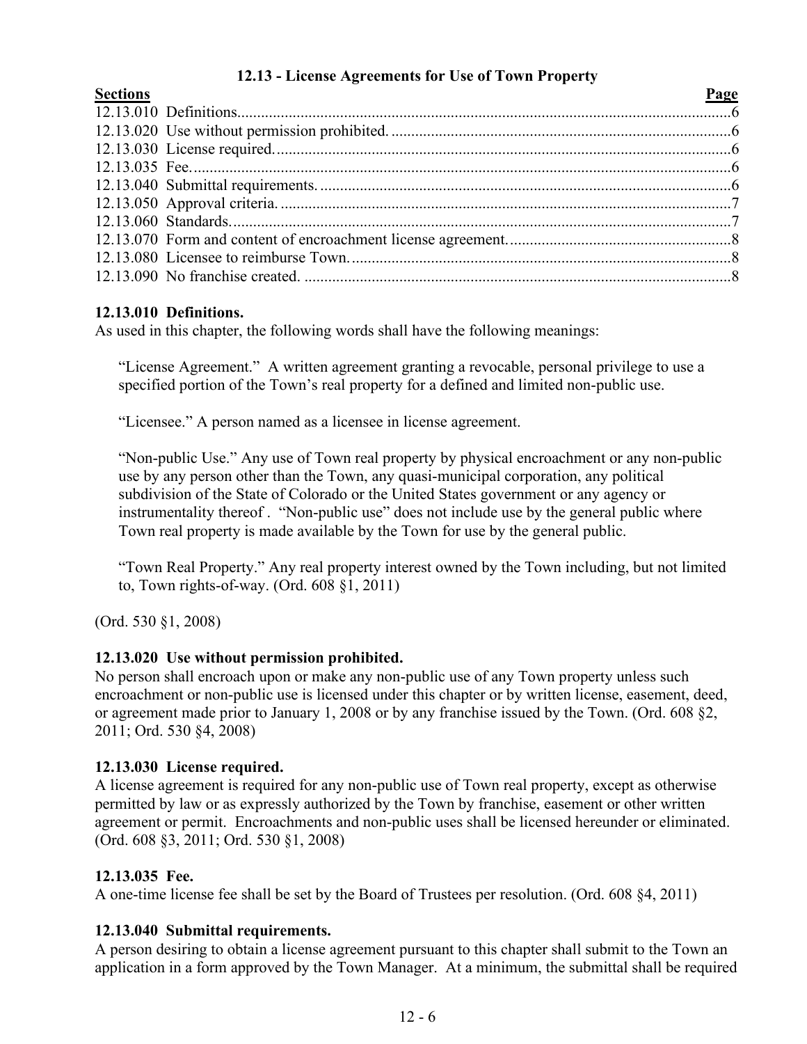## 12.13 - License Agreements for Use of Town Property

| Sections | Page |
|---|---|
| 12.13.010 Definitions | 6 |
| 12.13.020 Use without permission prohibited. | 6 |
| 12.13.030 License required. | 6 |
| 12.13.035 Fee. | 6 |
| 12.13.040 Submittal requirements. | 6 |
| 12.13.050 Approval criteria. | 7 |
| 12.13.060 Standards. | 7 |
| 12.13.070 Form and content of encroachment license agreement. | 8 |
| 12.13.080 Licensee to reimburse Town. | 8 |
| 12.13.090 No franchise created. | 8 |

### 12.13.010 Definitions.

As used in this chapter, the following words shall have the following meanings:

"License Agreement." A written agreement granting a revocable, personal privilege to use a specified portion of the Town's real property for a defined and limited non-public use.

"Licensee." A person named as a licensee in license agreement.

"Non-public Use." Any use of Town real property by physical encroachment or any non-public use by any person other than the Town, any quasi-municipal corporation, any political subdivision of the State of Colorado or the United States government or any agency or instrumentality thereof . "Non-public use" does not include use by the general public where Town real property is made available by the Town for use by the general public.

"Town Real Property." Any real property interest owned by the Town including, but not limited to, Town rights-of-way. (Ord. 608 §1, 2011)

(Ord. 530 §1, 2008)

### 12.13.020 Use without permission prohibited.

No person shall encroach upon or make any non-public use of any Town property unless such encroachment or non-public use is licensed under this chapter or by written license, easement, deed, or agreement made prior to January 1, 2008 or by any franchise issued by the Town. (Ord. 608 §2, 2011; Ord. 530 §4, 2008)

### 12.13.030 License required.

A license agreement is required for any non-public use of Town real property, except as otherwise permitted by law or as expressly authorized by the Town by franchise, easement or other written agreement or permit. Encroachments and non-public uses shall be licensed hereunder or eliminated. (Ord. 608 §3, 2011; Ord. 530 §1, 2008)

### 12.13.035 Fee.

A one-time license fee shall be set by the Board of Trustees per resolution. (Ord. 608 §4, 2011)

### 12.13.040 Submittal requirements.

A person desiring to obtain a license agreement pursuant to this chapter shall submit to the Town an application in a form approved by the Town Manager. At a minimum, the submittal shall be required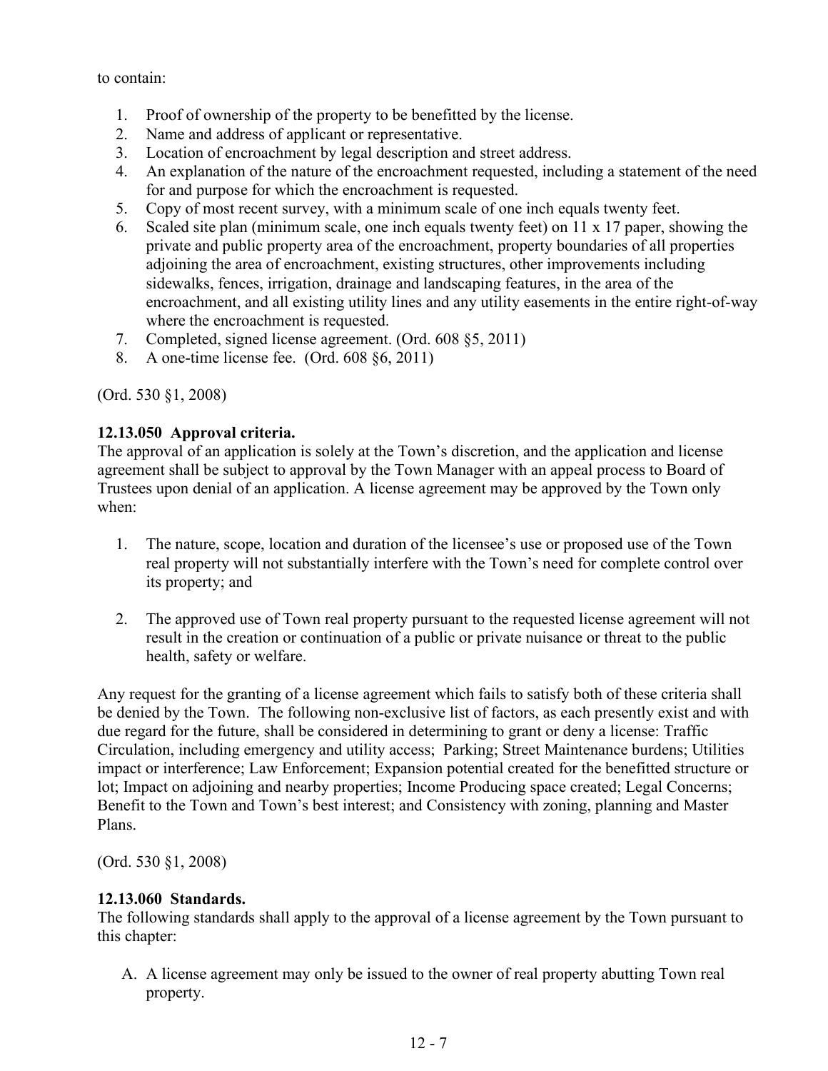to contain:

1. Proof of ownership of the property to be benefitted by the license.
2. Name and address of applicant or representative.
3. Location of encroachment by legal description and street address.
4. An explanation of the nature of the encroachment requested, including a statement of the need for and purpose for which the encroachment is requested.
5. Copy of most recent survey, with a minimum scale of one inch equals twenty feet.
6. Scaled site plan (minimum scale, one inch equals twenty feet) on 11 x 17 paper, showing the private and public property area of the encroachment, property boundaries of all properties adjoining the area of encroachment, existing structures, other improvements including sidewalks, fences, irrigation, drainage and landscaping features, in the area of the encroachment, and all existing utility lines and any utility easements in the entire right-of-way where the encroachment is requested.
7. Completed, signed license agreement. (Ord. 608 §5, 2011)
8. A one-time license fee. (Ord. 608 §6, 2011)

(Ord. 530 §1, 2008)

**12.13.050 Approval criteria.**
The approval of an application is solely at the Town's discretion, and the application and license agreement shall be subject to approval by the Town Manager with an appeal process to Board of Trustees upon denial of an application. A license agreement may be approved by the Town only when:

1. The nature, scope, location and duration of the licensee's use or proposed use of the Town real property will not substantially interfere with the Town's need for complete control over its property; and

2. The approved use of Town real property pursuant to the requested license agreement will not result in the creation or continuation of a public or private nuisance or threat to the public health, safety or welfare.

Any request for the granting of a license agreement which fails to satisfy both of these criteria shall be denied by the Town. The following non-exclusive list of factors, as each presently exist and with due regard for the future, shall be considered in determining to grant or deny a license: Traffic Circulation, including emergency and utility access; Parking; Street Maintenance burdens; Utilities impact or interference; Law Enforcement; Expansion potential created for the benefitted structure or lot; Impact on adjoining and nearby properties; Income Producing space created; Legal Concerns; Benefit to the Town and Town's best interest; and Consistency with zoning, planning and Master Plans.

(Ord. 530 §1, 2008)

**12.13.060 Standards.**
The following standards shall apply to the approval of a license agreement by the Town pursuant to this chapter:

A. A license agreement may only be issued to the owner of real property abutting Town real property.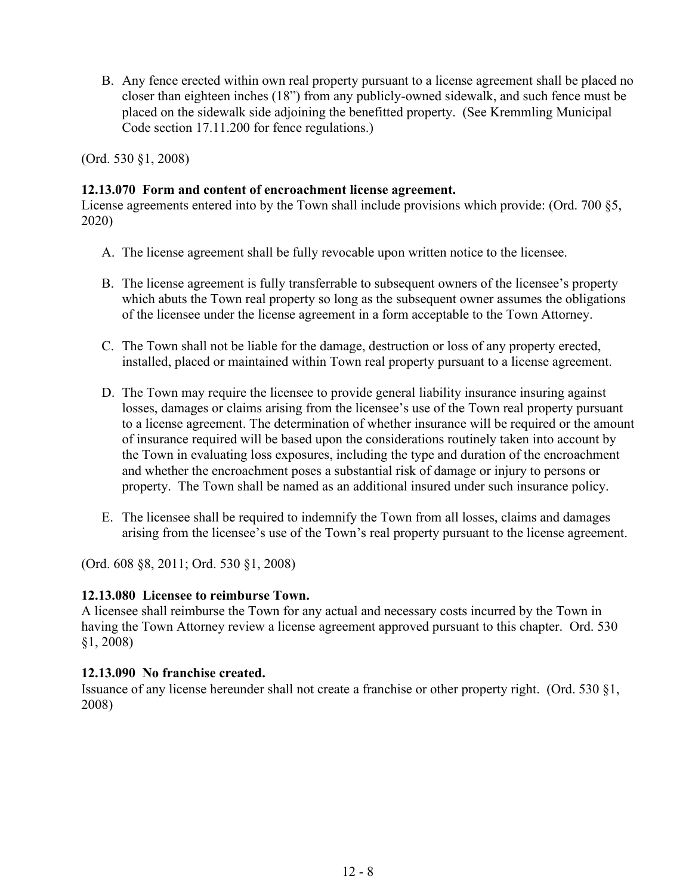B. Any fence erected within own real property pursuant to a license agreement shall be placed no closer than eighteen inches (18") from any publicly-owned sidewalk, and such fence must be placed on the sidewalk side adjoining the benefitted property. (See Kremmling Municipal Code section 17.11.200 for fence regulations.)

(Ord. 530 §1, 2008)

**12.13.070 Form and content of encroachment license agreement.**
License agreements entered into by the Town shall include provisions which provide: (Ord. 700 §5, 2020)

A. The license agreement shall be fully revocable upon written notice to the licensee.

B. The license agreement is fully transferrable to subsequent owners of the licensee's property which abuts the Town real property so long as the subsequent owner assumes the obligations of the licensee under the license agreement in a form acceptable to the Town Attorney.

C. The Town shall not be liable for the damage, destruction or loss of any property erected, installed, placed or maintained within Town real property pursuant to a license agreement.

D. The Town may require the licensee to provide general liability insurance insuring against losses, damages or claims arising from the licensee's use of the Town real property pursuant to a license agreement. The determination of whether insurance will be required or the amount of insurance required will be based upon the considerations routinely taken into account by the Town in evaluating loss exposures, including the type and duration of the encroachment and whether the encroachment poses a substantial risk of damage or injury to persons or property. The Town shall be named as an additional insured under such insurance policy.

E. The licensee shall be required to indemnify the Town from all losses, claims and damages arising from the licensee's use of the Town's real property pursuant to the license agreement.

(Ord. 608 §8, 2011; Ord. 530 §1, 2008)

**12.13.080 Licensee to reimburse Town.**
A licensee shall reimburse the Town for any actual and necessary costs incurred by the Town in having the Town Attorney review a license agreement approved pursuant to this chapter. Ord. 530 §1, 2008)

**12.13.090 No franchise created.**
Issuance of any license hereunder shall not create a franchise or other property right. (Ord. 530 §1, 2008)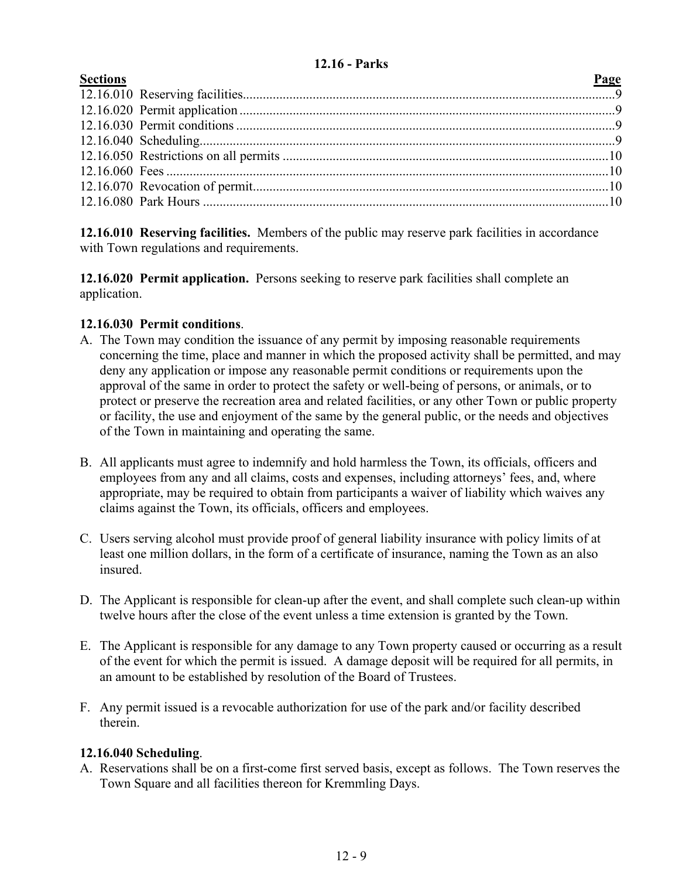## 12.16 - Parks

| Sections | Page |
|---|---|
| 12.16.010 Reserving facilities | 9 |
| 12.16.020 Permit application | 9 |
| 12.16.030 Permit conditions | 9 |
| 12.16.040 Scheduling | 9 |
| 12.16.050 Restrictions on all permits | 10 |
| 12.16.060 Fees | 10 |
| 12.16.070 Revocation of permit | 10 |
| 12.16.080 Park Hours | 10 |

**12.16.010 Reserving facilities.** Members of the public may reserve park facilities in accordance with Town regulations and requirements.

**12.16.020 Permit application.** Persons seeking to reserve park facilities shall complete an application.

**12.16.030 Permit conditions**.

A. The Town may condition the issuance of any permit by imposing reasonable requirements concerning the time, place and manner in which the proposed activity shall be permitted, and may deny any application or impose any reasonable permit conditions or requirements upon the approval of the same in order to protect the safety or well-being of persons, or animals, or to protect or preserve the recreation area and related facilities, or any other Town or public property or facility, the use and enjoyment of the same by the general public, or the needs and objectives of the Town in maintaining and operating the same.

B. All applicants must agree to indemnify and hold harmless the Town, its officials, officers and employees from any and all claims, costs and expenses, including attorneys' fees, and, where appropriate, may be required to obtain from participants a waiver of liability which waives any claims against the Town, its officials, officers and employees.

C. Users serving alcohol must provide proof of general liability insurance with policy limits of at least one million dollars, in the form of a certificate of insurance, naming the Town as an also insured.

D. The Applicant is responsible for clean-up after the event, and shall complete such clean-up within twelve hours after the close of the event unless a time extension is granted by the Town.

E. The Applicant is responsible for any damage to any Town property caused or occurring as a result of the event for which the permit is issued. A damage deposit will be required for all permits, in an amount to be established by resolution of the Board of Trustees.

F. Any permit issued is a revocable authorization for use of the park and/or facility described therein.

**12.16.040 Scheduling**.

A. Reservations shall be on a first-come first served basis, except as follows. The Town reserves the Town Square and all facilities thereon for Kremmling Days.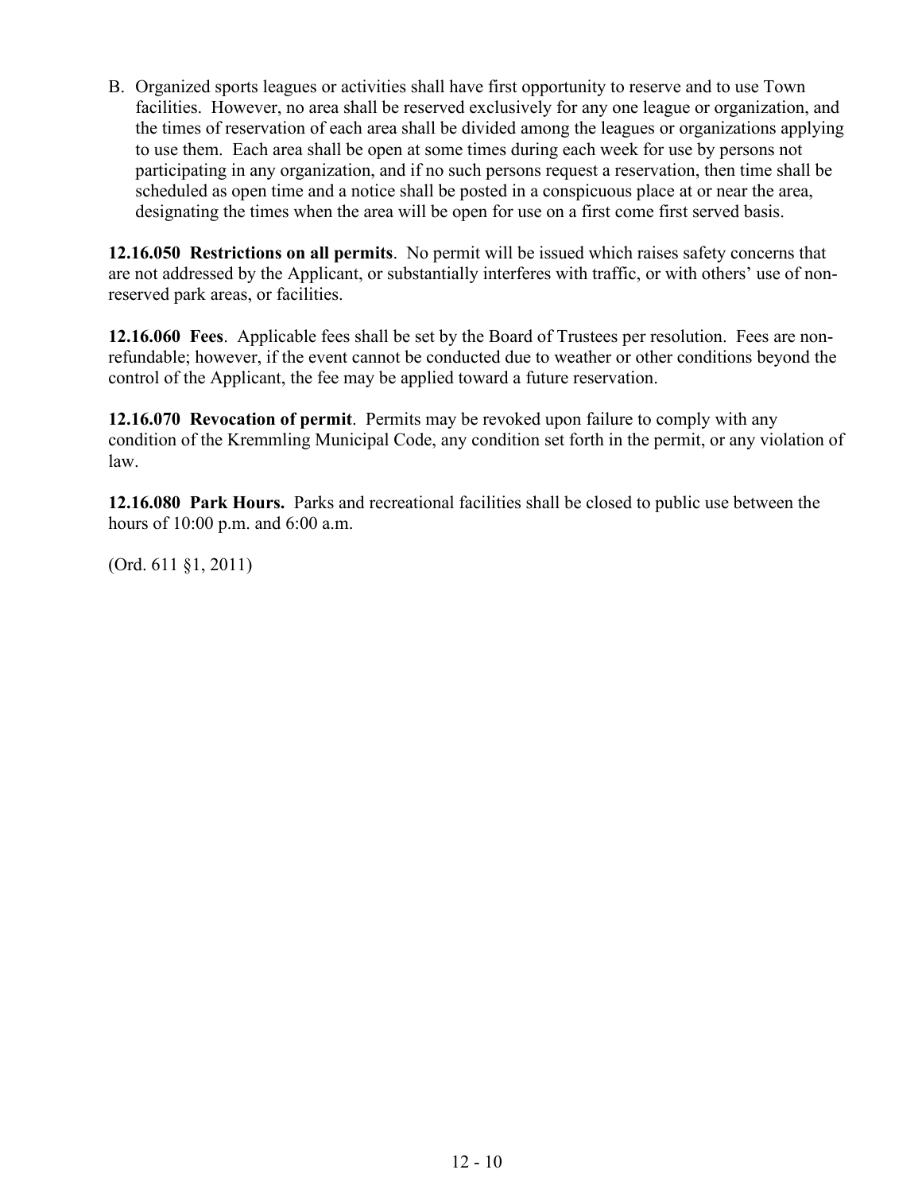B. Organized sports leagues or activities shall have first opportunity to reserve and to use Town facilities. However, no area shall be reserved exclusively for any one league or organization, and the times of reservation of each area shall be divided among the leagues or organizations applying to use them. Each area shall be open at some times during each week for use by persons not participating in any organization, and if no such persons request a reservation, then time shall be scheduled as open time and a notice shall be posted in a conspicuous place at or near the area, designating the times when the area will be open for use on a first come first served basis.

**12.16.050 Restrictions on all permits**. No permit will be issued which raises safety concerns that are not addressed by the Applicant, or substantially interferes with traffic, or with others' use of non-reserved park areas, or facilities.

**12.16.060 Fees**. Applicable fees shall be set by the Board of Trustees per resolution. Fees are non-refundable; however, if the event cannot be conducted due to weather or other conditions beyond the control of the Applicant, the fee may be applied toward a future reservation.

**12.16.070 Revocation of permit**. Permits may be revoked upon failure to comply with any condition of the Kremmling Municipal Code, any condition set forth in the permit, or any violation of law.

**12.16.080 Park Hours.** Parks and recreational facilities shall be closed to public use between the hours of 10:00 p.m. and 6:00 a.m.

(Ord. 611 §1, 2011)